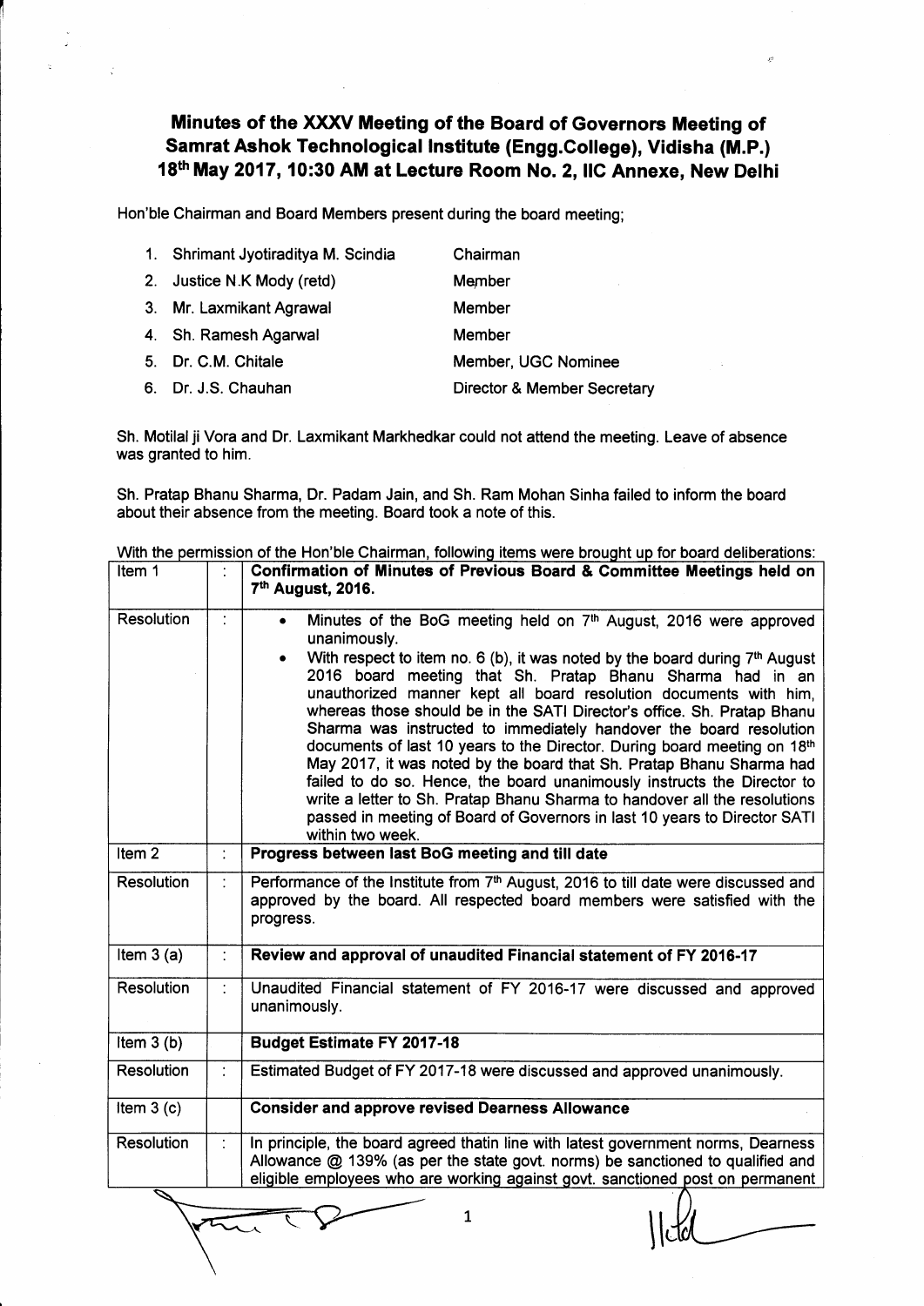# Minutes of the XXXV Meeting of the Board of Governors Meeting of Samrat Ashok Technological Institute (Engg.College), Vidisha (M.P.) 18th May 2017, 10:30 AM at Lecture Room No. 2, IIC Annexe, New Delhi

Hon'ble Chairman and Board Members present during the board meeting;

1. Shrimant Jyotiraditya M. Scindia — Chairman
2. Justice N.K Mody (retd) — Member
3. Mr. Laxmikant Agrawal — Member
4. Sh. Ramesh Agarwal — Member
5. Dr. C.M. Chitale — Member, UGC Nominee
6. Dr. J.S. Chauhan — Director & Member Secretary

Sh. Motilal ji Vora and Dr. Laxmikant Markhedkar could not attend the meeting. Leave of absence was granted to him.

Sh. Pratap Bhanu Sharma, Dr. Padam Jain, and Sh. Ram Mohan Sinha failed to inform the board about their absence from the meeting. Board took a note of this.

With the permission of the Hon'ble Chairman, following items were brought up for board deliberations:

| | | |
|---|---|---|
| Item 1 | : | **Confirmation of Minutes of Previous Board & Committee Meetings held on 7th August, 2016.** |
| Resolution | : | • Minutes of the BoG meeting held on 7th August, 2016 were approved unanimously.<br>• With respect to item no. 6 (b), it was noted by the board during 7th August 2016 board meeting that Sh. Pratap Bhanu Sharma had in an unauthorized manner kept all board resolution documents with him, whereas those should be in the SATI Director's office. Sh. Pratap Bhanu Sharma was instructed to immediately handover the board resolution documents of last 10 years to the Director. During board meeting on 18th May 2017, it was noted by the board that Sh. Pratap Bhanu Sharma had failed to do so. Hence, the board unanimously instructs the Director to write a letter to Sh. Pratap Bhanu Sharma to handover all the resolutions passed in meeting of Board of Governors in last 10 years to Director SATI within two week. |
| Item 2 | : | **Progress between last BoG meeting and till date** |
| Resolution | : | Performance of the Institute from 7th August, 2016 to till date were discussed and approved by the board. All respected board members were satisfied with the progress. |
| Item 3 (a) | : | **Review and approval of unaudited Financial statement of FY 2016-17** |
| Resolution | : | Unaudited Financial statement of FY 2016-17 were discussed and approved unanimously. |
| Item 3 (b) | | **Budget Estimate FY 2017-18** |
| Resolution | : | Estimated Budget of FY 2017-18 were discussed and approved unanimously. |
| Item 3 (c) | | **Consider and approve revised Dearness Allowance** |
| Resolution | : | In principle, the board agreed thatin line with latest government norms, Dearness Allowance @ 139% (as per the state govt. norms) be sanctioned to qualified and eligible employees who are working against govt. sanctioned post on permanent |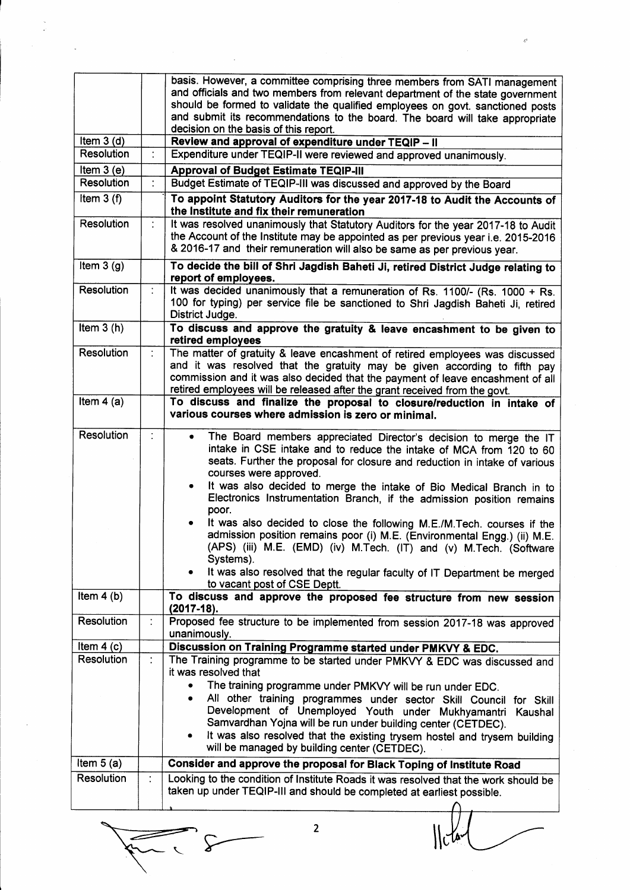| | | |
|---|---|---|
| | | basis. However, a committee comprising three members from SATI management and officials and two members from relevant department of the state government should be formed to validate the qualified employees on govt. sanctioned posts and submit its recommendations to the board. The board will take appropriate decision on the basis of this report. |
| Item 3 (d) | | **Review and approval of expenditure under TEQIP – II** |
| Resolution | : | Expenditure under TEQIP-II were reviewed and approved unanimously. |
| Item 3 (e) | | **Approval of Budget Estimate TEQIP-III** |
| Resolution | : | Budget Estimate of TEQIP-III was discussed and approved by the Board |
| Item 3 (f) | | **To appoint Statutory Auditors for the year 2017-18 to Audit the Accounts of the Institute and fix their remuneration** |
| Resolution | : | It was resolved unanimously that Statutory Auditors for the year 2017-18 to Audit the Account of the Institute may be appointed as per previous year i.e. 2015-2016 & 2016-17 and their remuneration will also be same as per previous year. |
| Item 3 (g) | | **To decide the bill of Shri Jagdish Baheti Ji, retired District Judge relating to report of employees.** |
| Resolution | : | It was decided unanimously that a remuneration of Rs. 1100/- (Rs. 1000 + Rs. 100 for typing) per service file be sanctioned to Shri Jagdish Baheti Ji, retired District Judge. |
| Item 3 (h) | | **To discuss and approve the gratuity & leave encashment to be given to retired employees** |
| Resolution | : | The matter of gratuity & leave encashment of retired employees was discussed and it was resolved that the gratuity may be given according to fifth pay commission and it was also decided that the payment of leave encashment of all retired employees will be released after the grant received from the govt. |
| Item 4 (a) | | **To discuss and finalize the proposal to closure/reduction in intake of various courses where admission is zero or minimal.** |
| Resolution | : | • The Board members appreciated Director's decision to merge the IT intake in CSE intake and to reduce the intake of MCA from 120 to 60 seats. Further the proposal for closure and reduction in intake of various courses were approved.<br>• It was also decided to merge the intake of Bio Medical Branch in to Electronics Instrumentation Branch, if the admission position remains poor.<br>• It was also decided to close the following M.E./M.Tech. courses if the admission position remains poor (i) M.E. (Environmental Engg.) (ii) M.E. (APS) (iii) M.E. (EMD) (iv) M.Tech. (IT) and (v) M.Tech. (Software Systems).<br>• It was also resolved that the regular faculty of IT Department be merged to vacant post of CSE Deptt. |
| Item 4 (b) | | **To discuss and approve the proposed fee structure from new session (2017-18).** |
| Resolution | : | Proposed fee structure to be implemented from session 2017-18 was approved unanimously. |
| Item 4 (c) | | **Discussion on Training Programme started under PMKVY & EDC.** |
| Resolution | : | The Training programme to be started under PMKVY & EDC was discussed and it was resolved that<br>• The training programme under PMKVY will be run under EDC.<br>• All other training programmes under sector Skill Council for Skill Development of Unemployed Youth under Mukhyamantri Kaushal Samvardhan Yojna will be run under building center (CETDEC).<br>• It was also resolved that the existing trysem hostel and trysem building will be managed by building center (CETDEC). |
| Item 5 (a) | | **Consider and approve the proposal for Black Toping of Institute Road** |
| Resolution | : | Looking to the condition of Institute Roads it was resolved that the work should be taken up under TEQIP-III and should be completed at earliest possible. |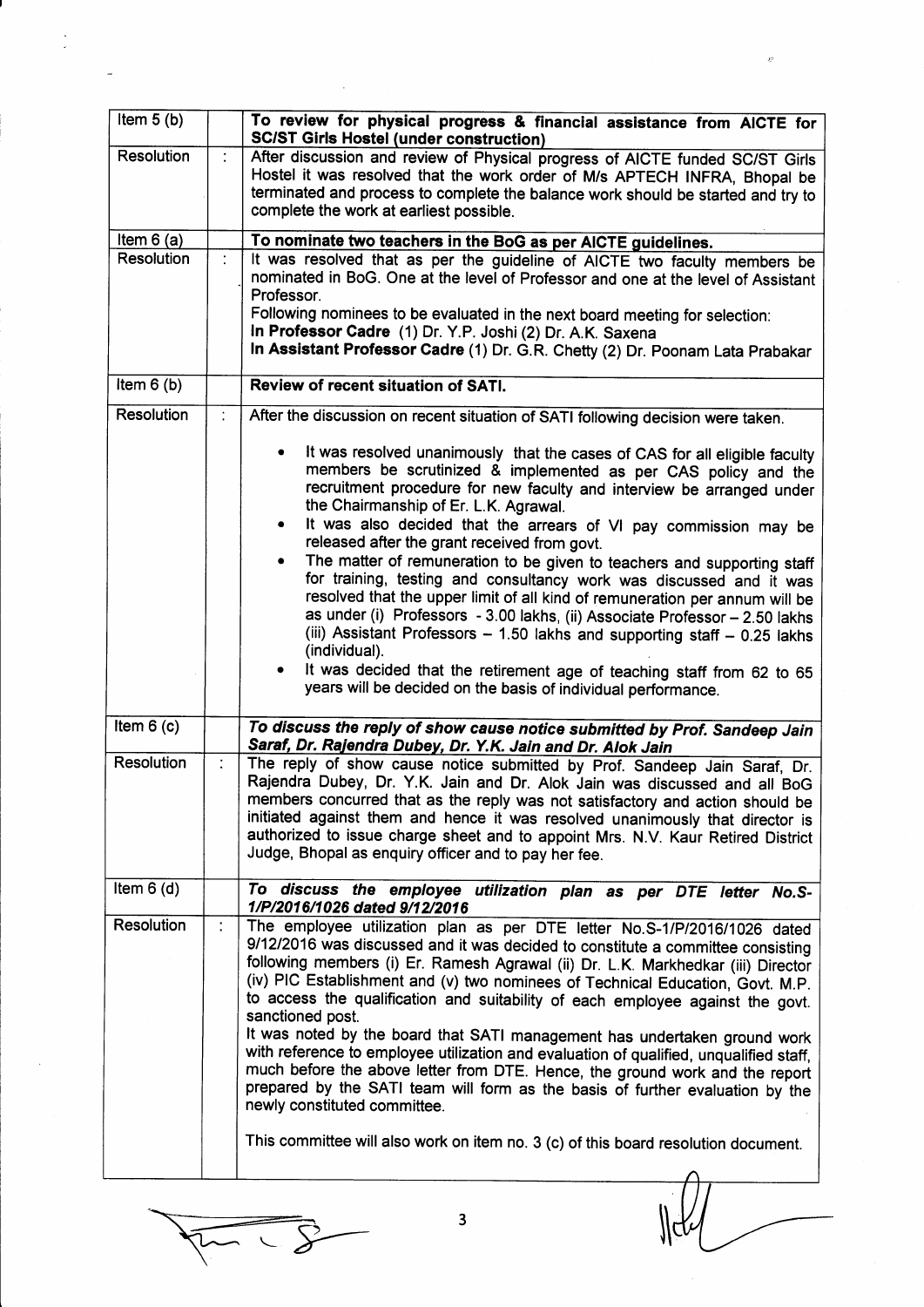| Item | | Description |
|---|---|---|
| Item 5 (b) | | **To review for physical progress & financial assistance from AICTE for SC/ST Girls Hostel (under construction)** |
| Resolution | : | After discussion and review of Physical progress of AICTE funded SC/ST Girls Hostel it was resolved that the work order of M/s APTECH INFRA, Bhopal be terminated and process to complete the balance work should be started and try to complete the work at earliest possible. |
| Item 6 (a) | | **To nominate two teachers in the BoG as per AICTE guidelines.** |
| Resolution | : | It was resolved that as per the guideline of AICTE two faculty members be nominated in BoG. One at the level of Professor and one at the level of Assistant Professor.<br>Following nominees to be evaluated in the next board meeting for selection:<br>**In Professor Cadre** (1) Dr. Y.P. Joshi (2) Dr. A.K. Saxena<br>**In Assistant Professor Cadre** (1) Dr. G.R. Chetty (2) Dr. Poonam Lata Prabakar |
| Item 6 (b) | | **Review of recent situation of SATI.** |
| Resolution | : | After the discussion on recent situation of SATI following decision were taken.<br>• It was resolved unanimously that the cases of CAS for all eligible faculty members be scrutinized & implemented as per CAS policy and the recruitment procedure for new faculty and interview be arranged under the Chairmanship of Er. L.K. Agrawal.<br>• It was also decided that the arrears of VI pay commission may be released after the grant received from govt.<br>• The matter of remuneration to be given to teachers and supporting staff for training, testing and consultancy work was discussed and it was resolved that the upper limit of all kind of remuneration per annum will be as under (i) Professors - 3.00 lakhs, (ii) Associate Professor – 2.50 lakhs (iii) Assistant Professors – 1.50 lakhs and supporting staff – 0.25 lakhs (individual).<br>• It was decided that the retirement age of teaching staff from 62 to 65 years will be decided on the basis of individual performance. |
| Item 6 (c) | | ***To discuss the reply of show cause notice submitted by Prof. Sandeep Jain Saraf, Dr. Rajendra Dubey, Dr. Y.K. Jain and Dr. Alok Jain*** |
| Resolution | : | The reply of show cause notice submitted by Prof. Sandeep Jain Saraf, Dr. Rajendra Dubey, Dr. Y.K. Jain and Dr. Alok Jain was discussed and all BoG members concurred that as the reply was not satisfactory and action should be initiated against them and hence it was resolved unanimously that director is authorized to issue charge sheet and to appoint Mrs. N.V. Kaur Retired District Judge, Bhopal as enquiry officer and to pay her fee. |
| Item 6 (d) | | ***To discuss the employee utilization plan as per DTE letter No.S-1/P/2016/1026 dated 9/12/2016*** |
| Resolution | : | The employee utilization plan as per DTE letter No.S-1/P/2016/1026 dated 9/12/2016 was discussed and it was decided to constitute a committee consisting following members (i) Er. Ramesh Agrawal (ii) Dr. L.K. Markhedkar (iii) Director (iv) PIC Establishment and (v) two nominees of Technical Education, Govt. M.P. to access the qualification and suitability of each employee against the govt. sanctioned post.<br>It was noted by the board that SATI management has undertaken ground work with reference to employee utilization and evaluation of qualified, unqualified staff, much before the above letter from DTE. Hence, the ground work and the report prepared by the SATI team will form as the basis of further evaluation by the newly constituted committee.<br>This committee will also work on item no. 3 (c) of this board resolution document. |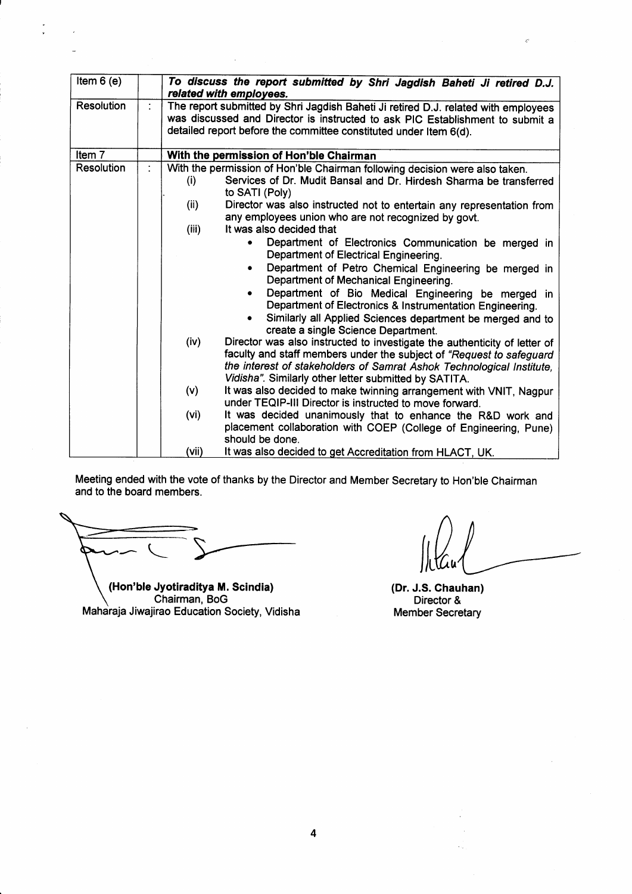| | | |
|---|---|---|
| Item 6 (e) | | ***To discuss the report submitted by Shri Jagdish Baheti Ji retired D.J. related with employees.*** |
| Resolution | : | The report submitted by Shri Jagdish Baheti Ji retired D.J. related with employees was discussed and Director is instructed to ask PIC Establishment to submit a detailed report before the committee constituted under Item 6(d). |
| Item 7 | | **With the permission of Hon'ble Chairman** |
| Resolution | : | With the permission of Hon'ble Chairman following decision were also taken.<br>(i) Services of Dr. Mudit Bansal and Dr. Hirdesh Sharma be transferred to SATI (Poly)<br>(ii) Director was also instructed not to entertain any representation from any employees union who are not recognized by govt.<br>(iii) It was also decided that<br>• Department of Electronics Communication be merged in Department of Electrical Engineering.<br>• Department of Petro Chemical Engineering be merged in Department of Mechanical Engineering.<br>• Department of Bio Medical Engineering be merged in Department of Electronics & Instrumentation Engineering.<br>• Similarly all Applied Sciences department be merged and to create a single Science Department.<br>(iv) Director was also instructed to investigate the authenticity of letter of faculty and staff members under the subject of *"Request to safeguard the interest of stakeholders of Samrat Ashok Technological Institute, Vidisha"*. Similarly other letter submitted by SATITA.<br>(v) It was also decided to make twinning arrangement with VNIT, Nagpur under TEQIP-III Director is instructed to move forward.<br>(vi) It was decided unanimously that to enhance the R&D work and placement collaboration with COEP (College of Engineering, Pune) should be done.<br>(vii) It was also decided to get Accreditation from HLACT, UK. |

Meeting ended with the vote of thanks by the Director and Member Secretary to Hon'ble Chairman and to the board members.

**(Hon'ble Jyotiraditya M. Scindia)**
Chairman, BoG
Maharaja Jiwajirao Education Society, Vidisha

**(Dr. J.S. Chauhan)**
Director &
Member Secretary